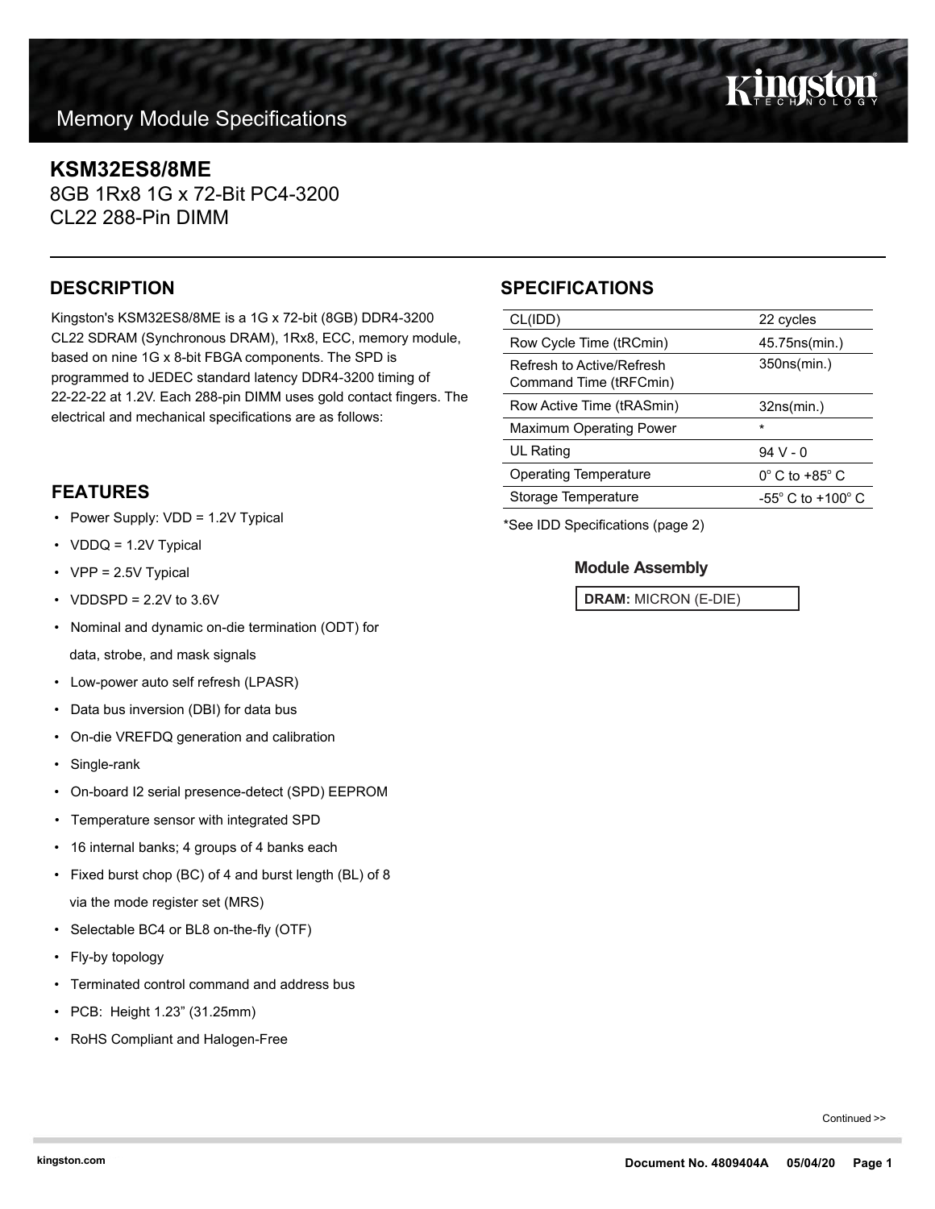Memory Module Specifications

# KSM32ES8/8ME

8GB 1Rx8 1G x 72-Bit PC4-3200
CL22 288-Pin DIMM

## DESCRIPTION

Kingston's KSM32ES8/8ME is a 1G x 72-bit (8GB) DDR4-3200 CL22 SDRAM (Synchronous DRAM), 1Rx8, ECC, memory module, based on nine 1G x 8-bit FBGA components. The SPD is programmed to JEDEC standard latency DDR4-3200 timing of 22-22-22 at 1.2V. Each 288-pin DIMM uses gold contact fingers. The electrical and mechanical specifications are as follows:

## FEATURES

- Power Supply: VDD = 1.2V Typical
- VDDQ = 1.2V Typical
- VPP = 2.5V Typical
- VDDSPD = 2.2V to 3.6V
- Nominal and dynamic on-die termination (ODT) for data, strobe, and mask signals
- Low-power auto self refresh (LPASR)
- Data bus inversion (DBI) for data bus
- On-die VREFDQ generation and calibration
- Single-rank
- On-board I2 serial presence-detect (SPD) EEPROM
- Temperature sensor with integrated SPD
- 16 internal banks; 4 groups of 4 banks each
- Fixed burst chop (BC) of 4 and burst length (BL) of 8 via the mode register set (MRS)
- Selectable BC4 or BL8 on-the-fly (OTF)
- Fly-by topology
- Terminated control command and address bus
- PCB: Height 1.23” (31.25mm)
- RoHS Compliant and Halogen-Free

## SPECIFICATIONS

| | |
|---|---|
| CL(IDD) | 22 cycles |
| Row Cycle Time (tRCmin) | 45.75ns(min.) |
| Refresh to Active/Refresh Command Time (tRFCmin) | 350ns(min.) |
| Row Active Time (tRASmin) | 32ns(min.) |
| Maximum Operating Power | * |
| UL Rating | 94 V - 0 |
| Operating Temperature | 0° C to +85° C |
| Storage Temperature | -55° C to +100° C |

*See IDD Specifications (page 2)

### Module Assembly

**DRAM:** MICRON (E-DIE)

Continued >>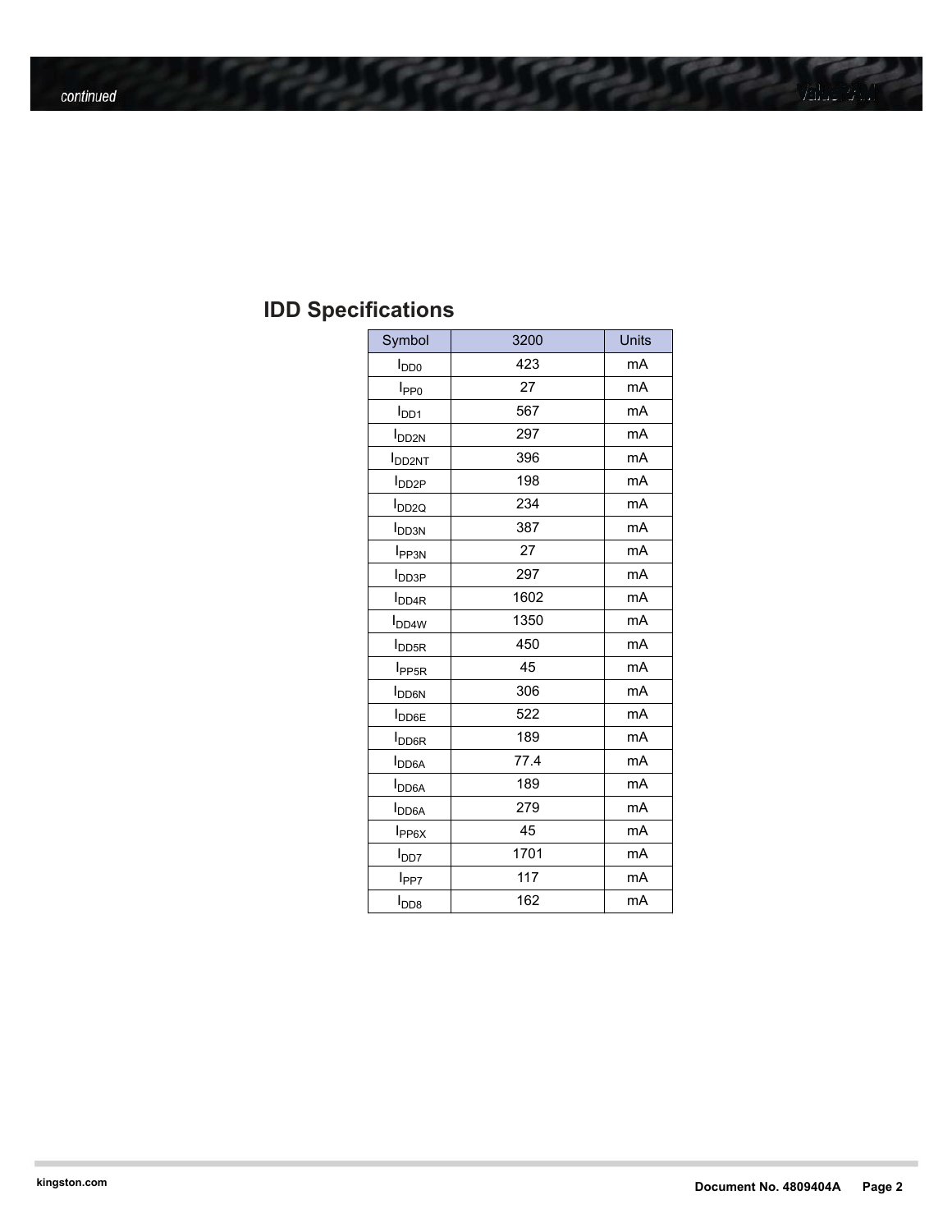## IDD Specifications

| Symbol | 3200 | Units |
|---|---|---|
| $I_{DD0}$ | 423 | mA |
| $I_{PP0}$ | 27 | mA |
| $I_{DD1}$ | 567 | mA |
| $I_{DD2N}$ | 297 | mA |
| $I_{DD2NT}$ | 396 | mA |
| $I_{DD2P}$ | 198 | mA |
| $I_{DD2Q}$ | 234 | mA |
| $I_{DD3N}$ | 387 | mA |
| $I_{PP3N}$ | 27 | mA |
| $I_{DD3P}$ | 297 | mA |
| $I_{DD4R}$ | 1602 | mA |
| $I_{DD4W}$ | 1350 | mA |
| $I_{DD5R}$ | 450 | mA |
| $I_{PP5R}$ | 45 | mA |
| $I_{DD6N}$ | 306 | mA |
| $I_{DD6E}$ | 522 | mA |
| $I_{DD6R}$ | 189 | mA |
| $I_{DD6A}$ | 77.4 | mA |
| $I_{DD6A}$ | 189 | mA |
| $I_{DD6A}$ | 279 | mA |
| $I_{PP6X}$ | 45 | mA |
| $I_{DD7}$ | 1701 | mA |
| $I_{PP7}$ | 117 | mA |
| $I_{DD8}$ | 162 | mA |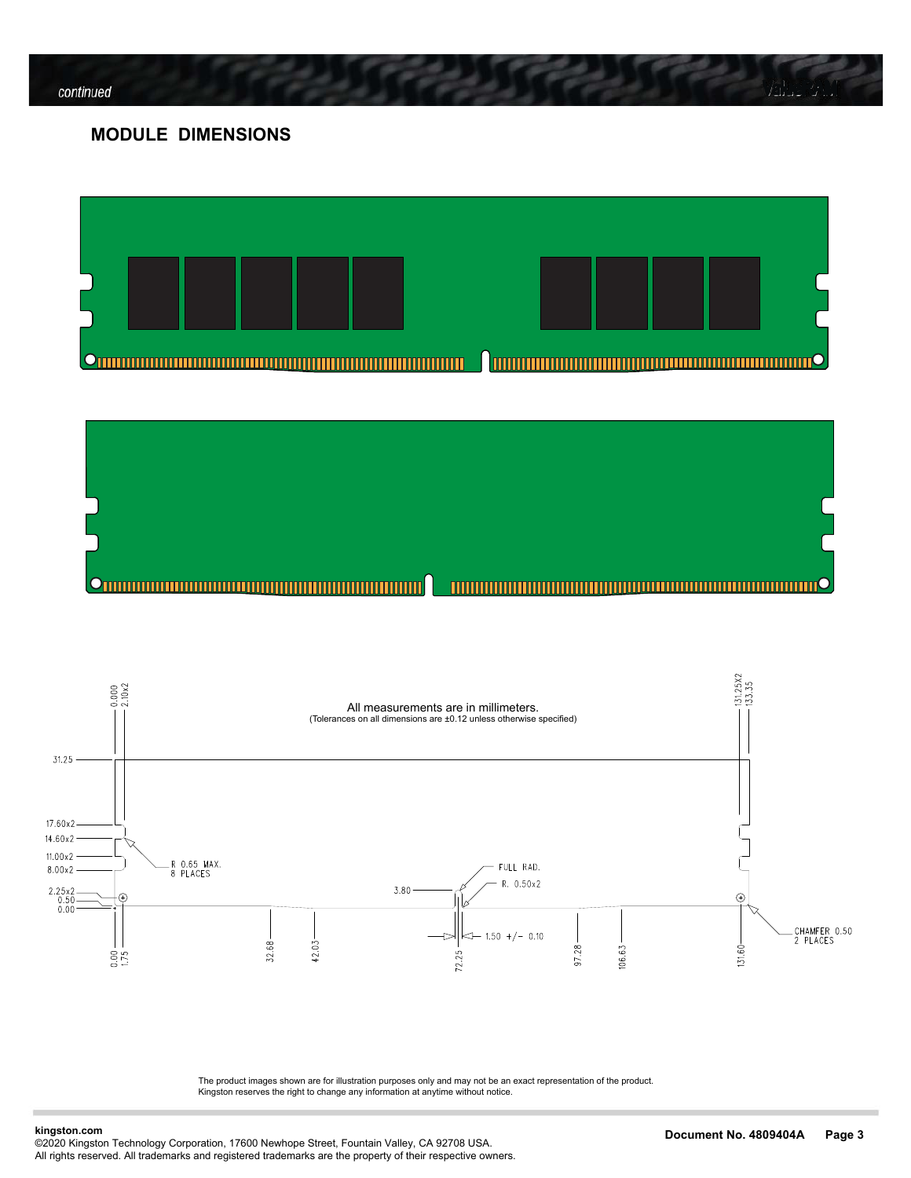*continued*

## MODULE DIMENSIONS

All measurements are in millimeters.
(Tolerances on all dimensions are ±0.12 unless otherwise specified)

0.000
2.10x2
131.25X2
133.35
31.25
17.60x2
14.60x2
11.00x2
8.00x2
R 0.65 MAX.
8 PLACES
2.25x2
0.50
0.00
3.80
FULL RAD.
R. 0.50x2
1.50 +/- 0.10
CHAMFER 0.50
2 PLACES
0.00
1.75
32.68
42.03
72.25
97.28
106.63
131.60

The product images shown are for illustration purposes only and may not be an exact representation of the product.
Kingston reserves the right to change any information at anytime without notice.

**kingston.com**
©2020 Kingston Technology Corporation, 17600 Newhope Street, Fountain Valley, CA 92708 USA.
All rights reserved. All trademarks and registered trademarks are the property of their respective owners.

**Document No. 4809404A**